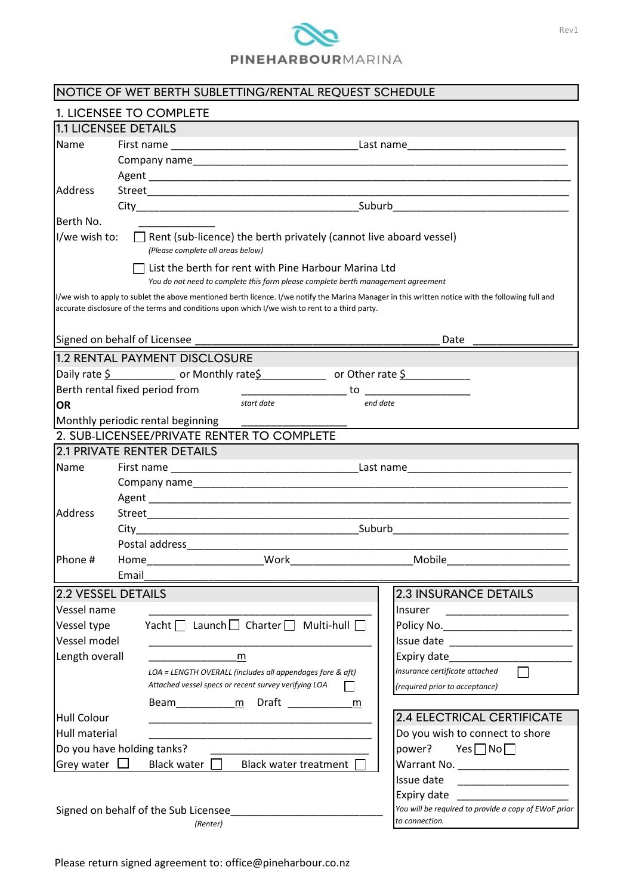PINEHARBOURMARINA

Rev1

# NOTICE OF WET BERTH SUBLETTING/RENTAL REQUEST SCHEDULE

## 1. LICENSEE TO COMPLETE

### 1.1 LICENSEE DETAILS

Name — First name ________________________________ Last name ___________________________

Company name ______________________________________________________________________

Agent _____________________________________________________________________________

Address — Street ___________________________________________________________________

City _______________________________________ Suburb ______________________________

Berth No. _____________

I/we wish to:

☐ Rent (sub-licence) the berth privately (cannot live aboard vessel)
*(Please complete all areas below)*

☐ List the berth for rent with Pine Harbour Marina Ltd
*You do not need to complete this form please complete berth management agreement*

I/we wish to apply to sublet the above mentioned berth licence. I/we notify the Marina Manager in this written notice with the following full and accurate disclosure of the terms and conditions upon which I/we wish to rent to a third party.

Signed on behalf of Licensee ___________________________________________ Date ________________

### 1.2 RENTAL PAYMENT DISCLOSURE

Daily rate $___________ or Monthly rate$___________ or Other rate $___________

Berth rental fixed period from ___________________ to ___________________
*start date* *end date*

**OR**

Monthly periodic rental beginning ___________________

## 2. SUB-LICENSEE/PRIVATE RENTER TO COMPLETE

### 2.1 PRIVATE RENTER DETAILS

Name — First name ________________________________ Last name _____________________________

Company name ______________________________________________________________________

Agent _____________________________________________________________________________

Address — Street ___________________________________________________________________

City _______________________________________ Suburb ______________________________

Postal address _____________________________________________________________________

Phone # — Home____________________ Work_____________________ Mobile_____________________

Email ______________________________________________________________________________

### 2.2 VESSEL DETAILS

Vessel name ______________________________________

Vessel type — Yacht ☐ Launch ☐ Charter ☐ Multi-hull ☐

Vessel model ______________________________________

Length overall _______________m

*LOA = LENGTH OVERALL (includes all appendages fore & aft)*

*Attached vessel specs or recent survey verifying LOA* ☐

Beam__________m Draft ___________m

Hull Colour ______________________________________

Hull material ______________________________________

Do you have holding tanks? ____________________________

Grey water ☐ Black water ☐ Black water treatment ☐

### 2.3 INSURANCE DETAILS

Insurer ____________________

Policy No. ____________________

Issue date ____________________

Expiry date ____________________

*Insurance certificate attached* ☐

*(required prior to acceptance)*

### 2.4 ELECTRICAL CERTIFICATE

Do you wish to connect to shore power? Yes ☐ No ☐

Warrant No. ____________________

Issue date ____________________

Expiry date ____________________

*You will be required to provide a copy of EWoF prior to connection.*

Signed on behalf of the Sub Licensee__________________________
*(Renter)*

Please return signed agreement to: office@pineharbour.co.nz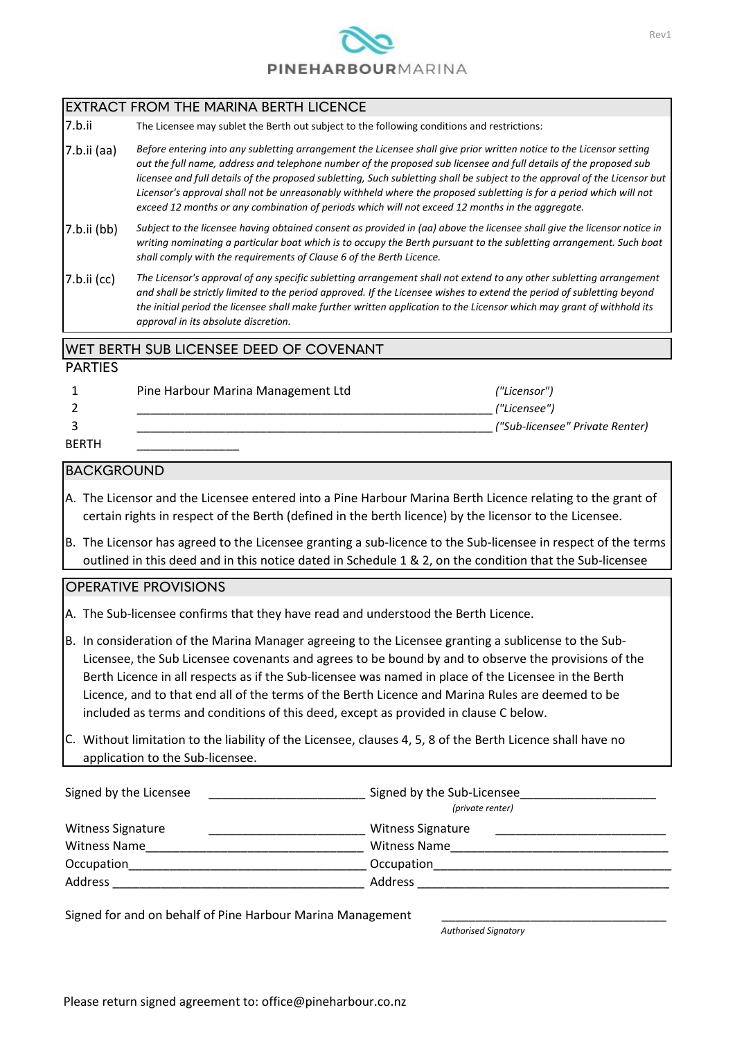PINEHARBOURMARINA

Rev1

## EXTRACT FROM THE MARINA BERTH LICENCE

| | |
|---|---|
| 7.b.ii | The Licensee may sublet the Berth out subject to the following conditions and restrictions: |
| 7.b.ii (aa) | *Before entering into any subletting arrangement the Licensee shall give prior written notice to the Licensor setting out the full name, address and telephone number of the proposed sub licensee and full details of the proposed sub licensee and full details of the proposed subletting, Such subletting shall be subject to the approval of the Licensor but Licensor's approval shall not be unreasonably withheld where the proposed subletting is for a period which will not exceed 12 months or any combination of periods which will not exceed 12 months in the aggregate.* |
| 7.b.ii (bb) | *Subject to the licensee having obtained consent as provided in (aa) above the licensee shall give the licensor notice in writing nominating a particular boat which is to occupy the Berth pursuant to the subletting arrangement. Such boat shall comply with the requirements of Clause 6 of the Berth Licence.* |
| 7.b.ii (cc) | *The Licensor's approval of any specific subletting arrangement shall not extend to any other subletting arrangement and shall be strictly limited to the period approved. If the Licensee wishes to extend the period of subletting beyond the initial period the licensee shall make further written application to the Licensor which may grant of withhold its approval in its absolute discretion.* |

## WET BERTH SUB LICENSEE DEED OF COVENANT

### PARTIES

| | | |
|---|---|---|
| 1 | Pine Harbour Marina Management Ltd | *("Licensor")* |
| 2 | ________________________________________________ | *("Licensee")* |
| 3 | ________________________________________________ | *("Sub-licensee" Private Renter)* |

BERTH ______________

## BACKGROUND

A. The Licensor and the Licensee entered into a Pine Harbour Marina Berth Licence relating to the grant of certain rights in respect of the Berth (defined in the berth licence) by the licensor to the Licensee.

B. The Licensor has agreed to the Licensee granting a sub-licence to the Sub-licensee in respect of the terms outlined in this deed and in this notice dated in Schedule 1 & 2, on the condition that the Sub-licensee

## OPERATIVE PROVISIONS

A. The Sub-licensee confirms that they have read and understood the Berth Licence.

B. In consideration of the Marina Manager agreeing to the Licensee granting a sublicense to the Sub-Licensee, the Sub Licensee covenants and agrees to be bound by and to observe the provisions of the Berth Licence in all respects as if the Sub-licensee was named in place of the Licensee in the Berth Licence, and to that end all of the terms of the Berth Licence and Marina Rules are deemed to be included as terms and conditions of this deed, except as provided in clause C below.

C. Without limitation to the liability of the Licensee, clauses 4, 5, 8 of the Berth Licence shall have no application to the Sub-licensee.

Signed by the Licensee ______________________

Witness Signature ______________________

Witness Name______________________________

Occupation________________________________

Address __________________________________

Signed by the Sub-Licensee____________________
*(private renter)*

Witness Signature ______________________

Witness Name______________________________

Occupation________________________________

Address __________________________________

Signed for and on behalf of Pine Harbour Marina Management ______________________________
*Authorised Signatory*

Please return signed agreement to: office@pineharbour.co.nz